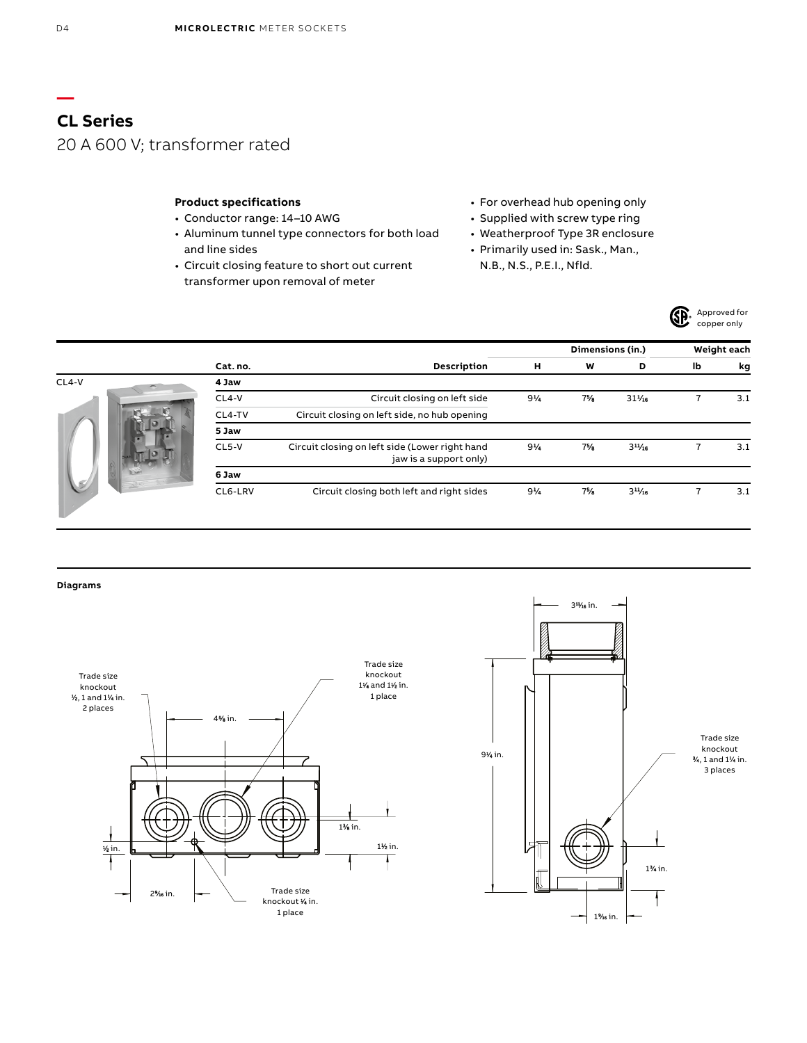# CL Series

20 A 600 V; transformer rated

**Product specifications**

- Conductor range: 14–10 AWG
- Aluminum tunnel type connectors for both load and line sides
- Circuit closing feature to short out current transformer upon removal of meter
- For overhead hub opening only
- Supplied with screw type ring
- Weatherproof Type 3R enclosure
- Primarily used in: Sask., Man., N.B., N.S., P.E.I., Nfld.

Approved for copper only

| Cat. no. | Description | Dimensions (in.) H | W | D | Weight each lb | kg |
|---|---|---|---|---|---|---|
| **4 Jaw** | | | | | | |
| CL4-V | Circuit closing on left side | 9¼ | 7⅝ | 31¹⁄₁₆ | 7 | 3.1 |
| CL4-TV | Circuit closing on left side, no hub opening | | | | | |
| **5 Jaw** | | | | | | |
| CL5-V | Circuit closing on left side (Lower right hand jaw is a support only) | 9¼ | 7⅝ | 3¹¹⁄₁₆ | 7 | 3.1 |
| **6 Jaw** | | | | | | |
| CL6-LRV | Circuit closing both left and right sides | 9¼ | 7⅝ | 3¹¹⁄₁₆ | 7 | 3.1 |

CL4-V

**Diagrams**

Trade size knockout ½, 1 and 1¼ in. 2 places

Trade size knockout 1¼ and 1½ in. 1 place

4⅝ in.

1⅜ in.

1½ in.

⅛ in.

2⁹⁄₁₆ in.

Trade size knockout ¼ in. 1 place

3¹¹⁄₁₆ in.

9¼ in.

Trade size knockout ¾, 1 and 1¼ in. 3 places

1¾ in.

1⁹⁄₁₆ in.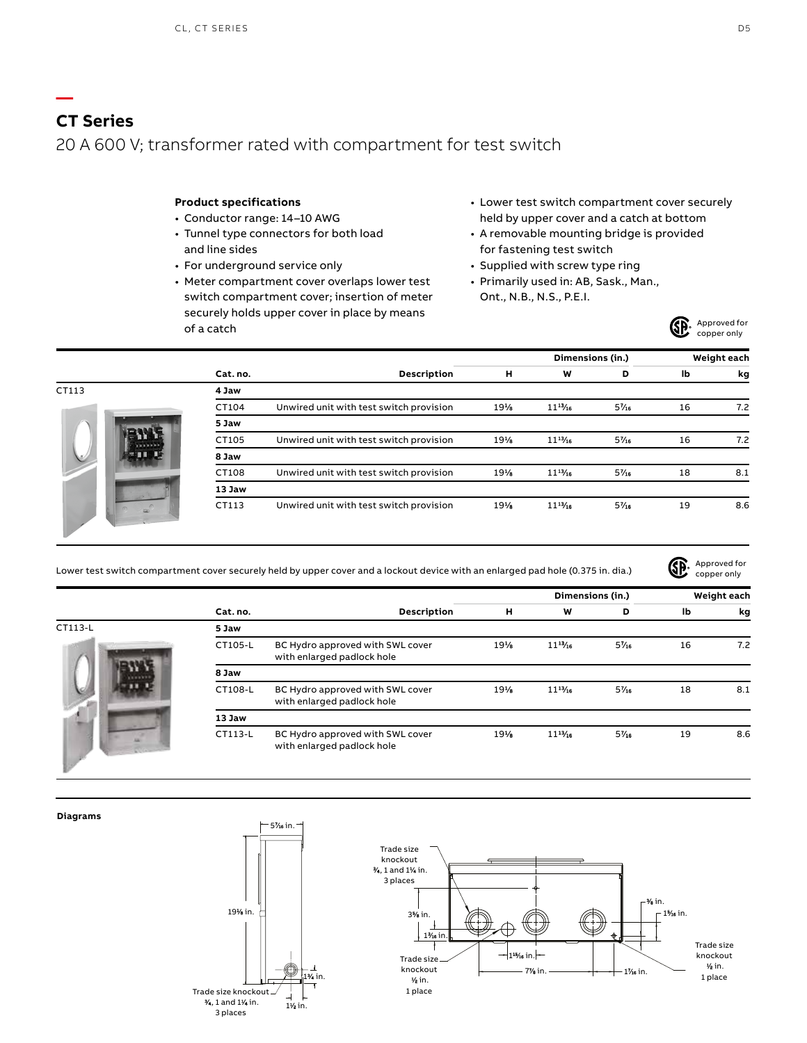## CT Series

20 A 600 V; transformer rated with compartment for test switch

**Product specifications**

- Conductor range: 14–10 AWG
- Tunnel type connectors for both load and line sides
- For underground service only
- Meter compartment cover overlaps lower test switch compartment cover; insertion of meter securely holds upper cover in place by means of a catch
- Lower test switch compartment cover securely held by upper cover and a catch at bottom
- A removable mounting bridge is provided for fastening test switch
- Supplied with screw type ring
- Primarily used in: AB, Sask., Man., Ont., N.B., N.S., P.E.I.

Approved for copper only

| | Cat. no. | Description | Dimensions (in.) H | W | D | Weight each lb | kg |
|---|---|---|---|---|---|---|---|
| CT113 | **4 Jaw** | | | | | | |
| | CT104 | Unwired unit with test switch provision | 19⅛ | 11¹³⁄₁₆ | 5⁷⁄₁₆ | 16 | 7.2 |
| | **5 Jaw** | | | | | | |
| | CT105 | Unwired unit with test switch provision | 19⅛ | 11¹³⁄₁₆ | 5⁷⁄₁₆ | 16 | 7.2 |
| | **8 Jaw** | | | | | | |
| | CT108 | Unwired unit with test switch provision | 19⅛ | 11¹³⁄₁₆ | 5⁷⁄₁₆ | 18 | 8.1 |
| | **13 Jaw** | | | | | | |
| | CT113 | Unwired unit with test switch provision | 19⅛ | 11¹³⁄₁₆ | 5⁷⁄₁₆ | 19 | 8.6 |

Lower test switch compartment cover securely held by upper cover and a lockout device with an enlarged pad hole (0.375 in. dia.)

Approved for copper only

| | Cat. no. | Description | Dimensions (in.) H | W | D | Weight each lb | kg |
|---|---|---|---|---|---|---|---|
| CT113-L | **5 Jaw** | | | | | | |
| | CT105-L | BC Hydro approved with SWL cover with enlarged padlock hole | 19⅛ | 11¹³⁄₁₆ | 5⁷⁄₁₆ | 16 | 7.2 |
| | **8 Jaw** | | | | | | |
| | CT108-L | BC Hydro approved with SWL cover with enlarged padlock hole | 19⅛ | 11¹³⁄₁₆ | 5⁷⁄₁₆ | 18 | 8.1 |
| | **13 Jaw** | | | | | | |
| | CT113-L | BC Hydro approved with SWL cover with enlarged padlock hole | 19⅛ | 11¹³⁄₁₆ | 5⁷⁄₁₆ | 19 | 8.6 |

**Diagrams**

5⁷⁄₁₆ in.
19⅛ in.
1¾ in.
1½ in.
Trade size knockout ¾, 1 and 1¼ in. 3 places

Trade size knockout ¾, 1 and 1¼ in. 3 places
3⅝ in.
1⁵⁄₁₆ in.
1¹⁵⁄₁₆ in.
7⅞ in.
1⁷⁄₁₆ in.
⅝ in.
1⁵⁄₁₆ in.
Trade size knockout ½ in. 1 place
Trade size knockout ½ in. 1 place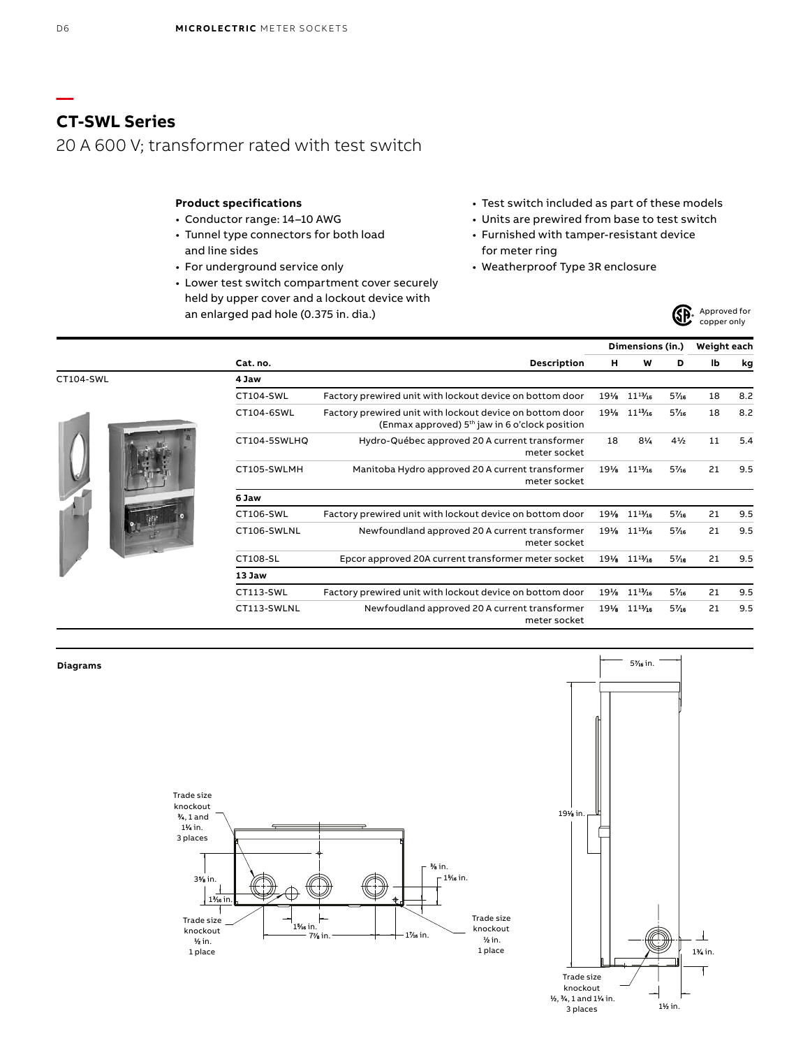## CT-SWL Series

20 A 600 V; transformer rated with test switch

**Product specifications**

- Conductor range: 14–10 AWG
- Tunnel type connectors for both load and line sides
- For underground service only
- Lower test switch compartment cover securely held by upper cover and a lockout device with an enlarged pad hole (0.375 in. dia.)
- Test switch included as part of these models
- Units are prewired from base to test switch
- Furnished with tamper-resistant device for meter ring
- Weatherproof Type 3R enclosure

Approved for copper only

CT104-SWL

| Cat. no. | Description | Dimensions (in.) H | W | D | Weight each lb | kg |
|---|---|---|---|---|---|---|
| **4 Jaw** | | | | | | |
| CT104-SWL | Factory prewired unit with lockout device on bottom door | 19⅛ | 11¹³⁄₁₆ | 5⁷⁄₁₆ | 18 | 8.2 |
| CT104-6SWL | Factory prewired unit with lockout device on bottom door (Enmax approved) 5th jaw in 6 o'clock position | 19⅛ | 11¹³⁄₁₆ | 5⁷⁄₁₆ | 18 | 8.2 |
| CT104-5SWLHQ | Hydro-Québec approved 20 A current transformer meter socket | 18 | 8¼ | 4½ | 11 | 5.4 |
| CT105-SWLMH | Manitoba Hydro approved 20 A current transformer meter socket | 19⅛ | 11¹³⁄₁₆ | 5⁷⁄₁₆ | 21 | 9.5 |
| **6 Jaw** | | | | | | |
| CT106-SWL | Factory prewired unit with lockout device on bottom door | 19⅛ | 11¹³⁄₁₆ | 5⁷⁄₁₆ | 21 | 9.5 |
| CT106-SWLNL | Newfoundland approved 20 A current transformer meter socket | 19⅛ | 11¹³⁄₁₆ | 5⁷⁄₁₆ | 21 | 9.5 |
| CT108-SL | Epcor approved 20A current transformer meter socket | 19⅛ | 11¹³⁄₁₆ | 5⁷⁄₁₆ | 21 | 9.5 |
| **13 Jaw** | | | | | | |
| CT113-SWL | Factory prewired unit with lockout device on bottom door | 19⅛ | 11¹³⁄₁₆ | 5⁷⁄₁₆ | 21 | 9.5 |
| CT113-SWLNL | Newfoudland approved 20 A current transformer meter socket | 19⅛ | 11¹³⁄₁₆ | 5⁷⁄₁₆ | 21 | 9.5 |

**Diagrams**

Trade size knockout ¾, 1 and 1¼ in. 3 places

3⅝ in.

1³⁄₁₆ in.

Trade size knockout ½ in. 1 place

1⁹⁄₁₆ in.

7⅞ in.

1⁷⁄₁₆ in.

⅝ in.

1⁹⁄₁₆ in.

Trade size knockout ½ in. 1 place

5⁷⁄₁₆ in.

19⅛ in.

1¾ in.

Trade size knockout ½, ¾, 1 and 1¼ in. 3 places

1½ in.